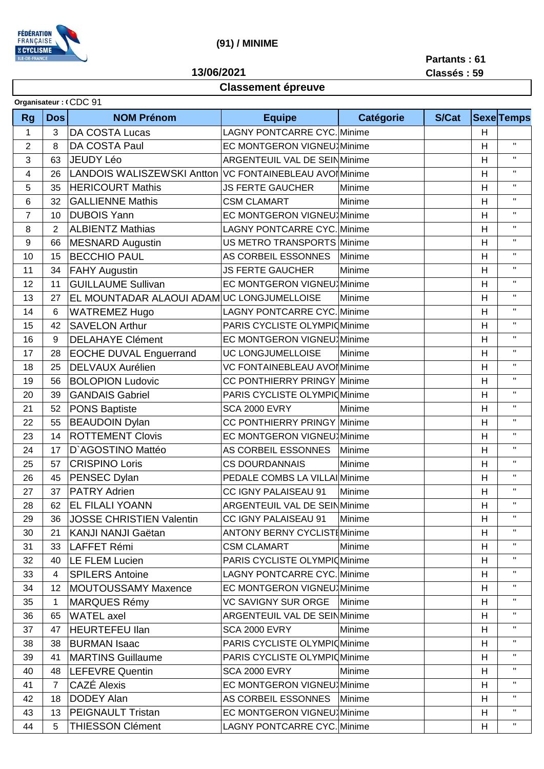FÉDÉRATION FRANÇAISE DE CYCLISME ILE-DE-FRANCE

# (91) / MINIME

**Partants : 61**
**Classés : 59**

**13/06/2021**

## Classement épreuve

**Organisateur :** CDC 91

| Rg | Dos | NOM Prénom | Equipe | Catégorie | S/Cat | Sexe | Temps |
|---|---|---|---|---|---|---|---|
| 1 | 3 | DA COSTA Lucas | LAGNY PONTCARRE CYC. | Minime | | H | |
| 2 | 8 | DA COSTA Paul | EC MONTGERON VIGNEU | Minime | | H | " |
| 3 | 63 | JEUDY Léo | ARGENTEUIL VAL DE SEIN | Minime | | H | " |
| 4 | 26 | LANDOIS WALISZEWSKI Antton | VC FONTAINEBLEAU AVOI | Minime | | H | " |
| 5 | 35 | HERICOURT Mathis | JS FERTE GAUCHER | Minime | | H | " |
| 6 | 32 | GALLIENNE Mathis | CSM CLAMART | Minime | | H | " |
| 7 | 10 | DUBOIS Yann | EC MONTGERON VIGNEU | Minime | | H | " |
| 8 | 2 | ALBIENTZ Mathias | LAGNY PONTCARRE CYC. | Minime | | H | " |
| 9 | 66 | MESNARD Augustin | US METRO TRANSPORTS | Minime | | H | " |
| 10 | 15 | BECCHIO PAUL | AS CORBEIL ESSONNES | Minime | | H | " |
| 11 | 34 | FAHY Augustin | JS FERTE GAUCHER | Minime | | H | " |
| 12 | 11 | GUILLAUME Sullivan | EC MONTGERON VIGNEU | Minime | | H | " |
| 13 | 27 | EL MOUNTADAR ALAOUI ADAM | UC LONGJUMELLOISE | Minime | | H | " |
| 14 | 6 | WATREMEZ Hugo | LAGNY PONTCARRE CYC. | Minime | | H | " |
| 15 | 42 | SAVELON Arthur | PARIS CYCLISTE OLYMPIQ | Minime | | H | " |
| 16 | 9 | DELAHAYE Clément | EC MONTGERON VIGNEU | Minime | | H | " |
| 17 | 28 | EOCHE DUVAL Enguerrand | UC LONGJUMELLOISE | Minime | | H | " |
| 18 | 25 | DELVAUX Aurélien | VC FONTAINEBLEAU AVOI | Minime | | H | " |
| 19 | 56 | BOLOPION Ludovic | CC PONTHIERRY PRINGY | Minime | | H | " |
| 20 | 39 | GANDAIS Gabriel | PARIS CYCLISTE OLYMPIQ | Minime | | H | " |
| 21 | 52 | PONS Baptiste | SCA 2000 EVRY | Minime | | H | " |
| 22 | 55 | BEAUDOIN Dylan | CC PONTHIERRY PRINGY | Minime | | H | " |
| 23 | 14 | ROTTEMENT Clovis | EC MONTGERON VIGNEU | Minime | | H | " |
| 24 | 17 | D`AGOSTINO Mattéo | AS CORBEIL ESSONNES | Minime | | H | " |
| 25 | 57 | CRISPINO Loris | CS DOURDANNAIS | Minime | | H | " |
| 26 | 45 | PENSEC Dylan | PEDALE COMBS LA VILLAI | Minime | | H | " |
| 27 | 37 | PATRY Adrien | CC IGNY PALAISEAU 91 | Minime | | H | " |
| 28 | 62 | EL FILALI YOANN | ARGENTEUIL VAL DE SEIN | Minime | | H | " |
| 29 | 36 | JOSSE CHRISTIEN Valentin | CC IGNY PALAISEAU 91 | Minime | | H | " |
| 30 | 21 | KANJI NANJI Gaëtan | ANTONY BERNY CYCLISTE | Minime | | H | " |
| 31 | 33 | LAFFET Rémi | CSM CLAMART | Minime | | H | " |
| 32 | 40 | LE FLEM Lucien | PARIS CYCLISTE OLYMPIQ | Minime | | H | " |
| 33 | 4 | SPILERS Antoine | LAGNY PONTCARRE CYC. | Minime | | H | " |
| 34 | 12 | MOUTOUSSAMY Maxence | EC MONTGERON VIGNEU | Minime | | H | " |
| 35 | 1 | MARQUES Rémy | VC SAVIGNY SUR ORGE | Minime | | H | " |
| 36 | 65 | WATEL axel | ARGENTEUIL VAL DE SEIN | Minime | | H | " |
| 37 | 47 | HEURTEFEU Ilan | SCA 2000 EVRY | Minime | | H | " |
| 38 | 38 | BURMAN Isaac | PARIS CYCLISTE OLYMPIQ | Minime | | H | " |
| 39 | 41 | MARTINS Guillaume | PARIS CYCLISTE OLYMPIQ | Minime | | H | " |
| 40 | 48 | LEFEVRE Quentin | SCA 2000 EVRY | Minime | | H | " |
| 41 | 7 | CAZÉ Alexis | EC MONTGERON VIGNEU | Minime | | H | " |
| 42 | 18 | DODEY Alan | AS CORBEIL ESSONNES | Minime | | H | " |
| 43 | 13 | PEIGNAULT Tristan | EC MONTGERON VIGNEU | Minime | | H | " |
| 44 | 5 | THIESSON Clément | LAGNY PONTCARRE CYC. | Minime | | H | " |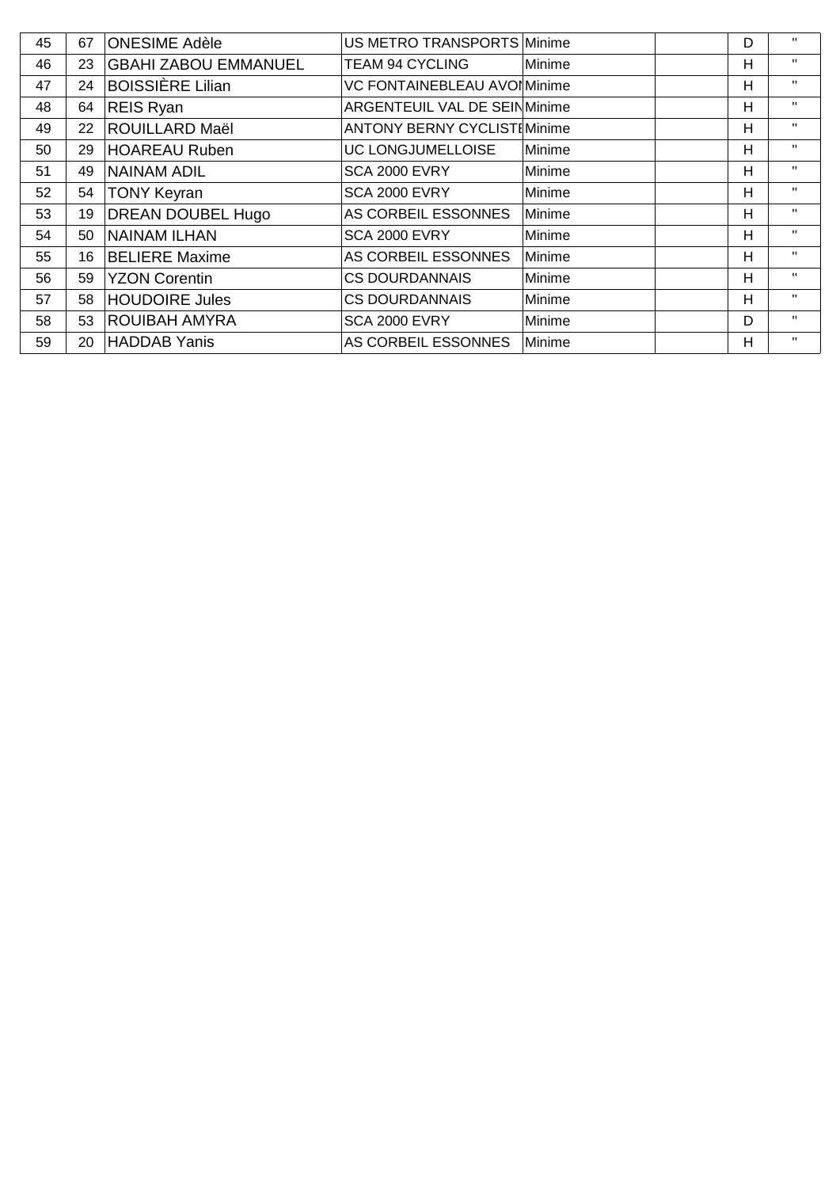| 45 | 67 | ONESIME Adèle | US METRO TRANSPORTS | Minime | | D | " |
|---|---|---|---|---|---|---|---|
| 46 | 23 | GBAHI ZABOU EMMANUEL | TEAM 94 CYCLING | Minime | | H | " |
| 47 | 24 | BOISSIÈRE Lilian | VC FONTAINEBLEAU AVOI | Minime | | H | " |
| 48 | 64 | REIS Ryan | ARGENTEUIL VAL DE SEIN | Minime | | H | " |
| 49 | 22 | ROUILLARD Maël | ANTONY BERNY CYCLISTE | Minime | | H | " |
| 50 | 29 | HOAREAU Ruben | UC LONGJUMELLOISE | Minime | | H | " |
| 51 | 49 | NAINAM ADIL | SCA 2000 EVRY | Minime | | H | " |
| 52 | 54 | TONY Keyran | SCA 2000 EVRY | Minime | | H | " |
| 53 | 19 | DREAN DOUBEL Hugo | AS CORBEIL ESSONNES | Minime | | H | " |
| 54 | 50 | NAINAM ILHAN | SCA 2000 EVRY | Minime | | H | " |
| 55 | 16 | BELIERE Maxime | AS CORBEIL ESSONNES | Minime | | H | " |
| 56 | 59 | YZON Corentin | CS DOURDANNAIS | Minime | | H | " |
| 57 | 58 | HOUDOIRE Jules | CS DOURDANNAIS | Minime | | H | " |
| 58 | 53 | ROUIBAH AMYRA | SCA 2000 EVRY | Minime | | D | " |
| 59 | 20 | HADDAB Yanis | AS CORBEIL ESSONNES | Minime | | H | " |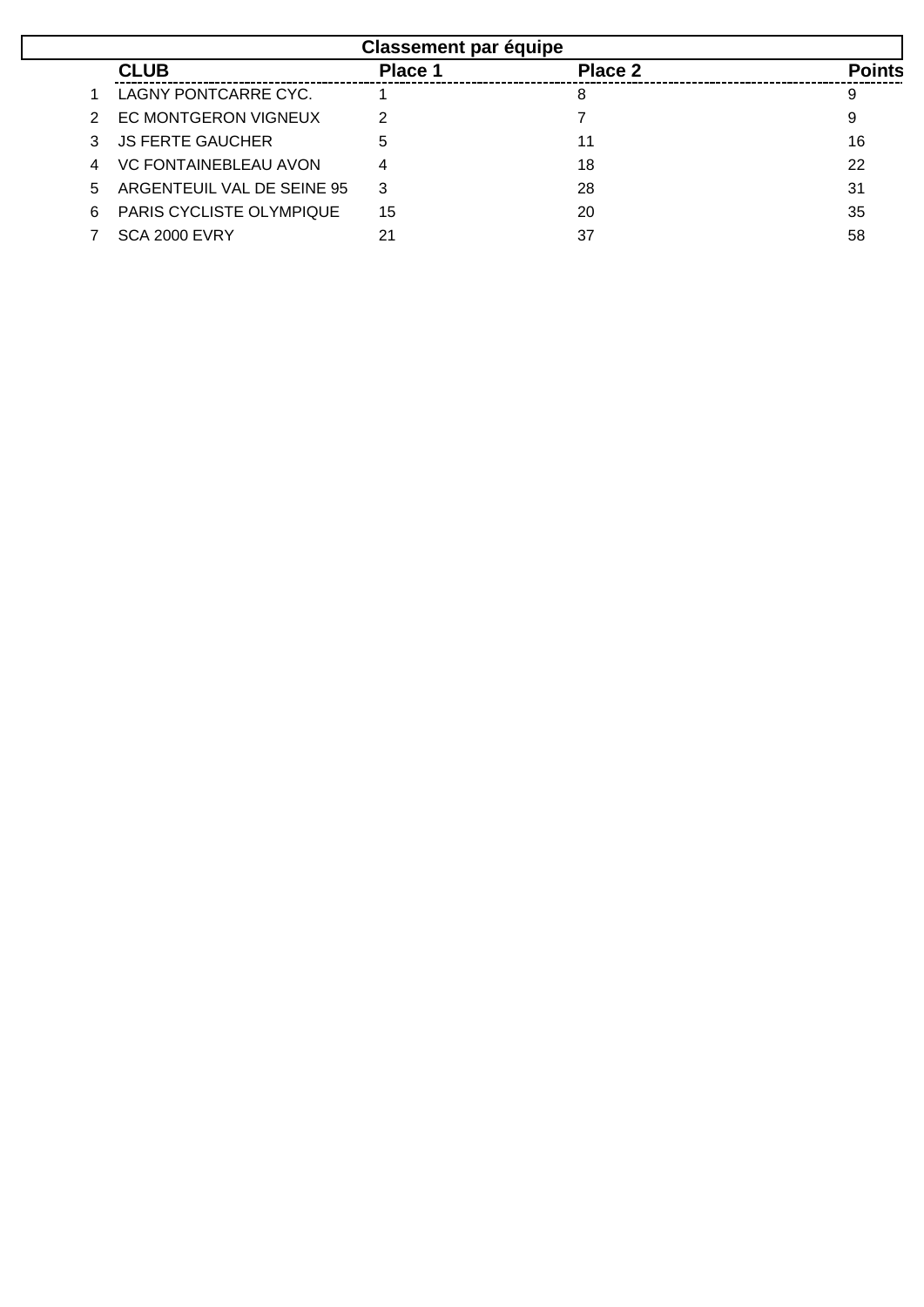## Classement par équipe

| | CLUB | Place 1 | Place 2 | Points |
|---|---|---|---|---|
| 1 | LAGNY PONTCARRE CYC. | 1 | 8 | 9 |
| 2 | EC MONTGERON VIGNEUX | 2 | 7 | 9 |
| 3 | JS FERTE GAUCHER | 5 | 11 | 16 |
| 4 | VC FONTAINEBLEAU AVON | 4 | 18 | 22 |
| 5 | ARGENTEUIL VAL DE SEINE 95 | 3 | 28 | 31 |
| 6 | PARIS CYCLISTE OLYMPIQUE | 15 | 20 | 35 |
| 7 | SCA 2000 EVRY | 21 | 37 | 58 |